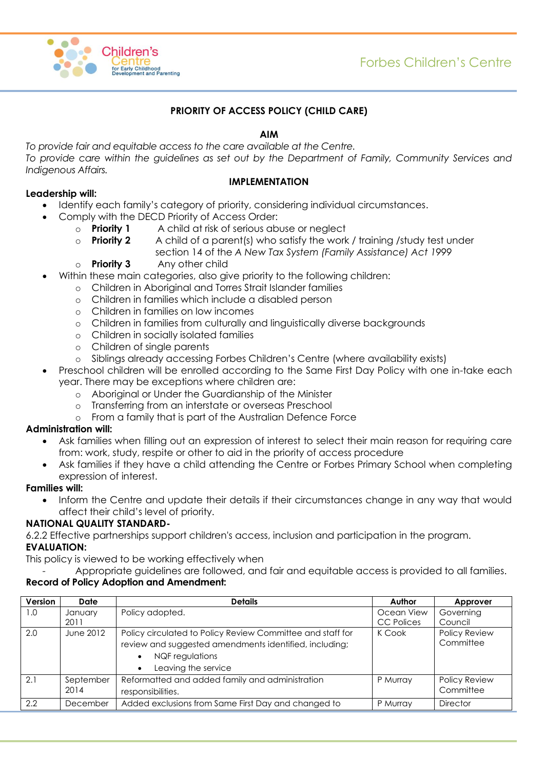# PRIORITY OF ACCESS POLICY (CHILD CARE)

## AIM

*To provide fair and equitable access to the care available at the Centre.*
*To provide care within the guidelines as set out by the Department of Family, Community Services and Indigenous Affairs.*

## IMPLEMENTATION

**Leadership will:**

- Identify each family's category of priority, considering individual circumstances.
- Comply with the DECD Priority of Access Order:
  - **Priority 1** A child at risk of serious abuse or neglect
  - **Priority 2** A child of a parent(s) who satisfy the work / training /study test under section 14 of the *A New Tax System (Family Assistance) Act 1999*
  - **Priority 3** Any other child
- Within these main categories, also give priority to the following children:
  - Children in Aboriginal and Torres Strait Islander families
  - Children in families which include a disabled person
  - Children in families on low incomes
  - Children in families from culturally and linguistically diverse backgrounds
  - Children in socially isolated families
  - Children of single parents
  - Siblings already accessing Forbes Children's Centre (where availability exists)
- Preschool children will be enrolled according to the Same First Day Policy with one in-take each year. There may be exceptions where children are:
  - Aboriginal or Under the Guardianship of the Minister
  - Transferring from an interstate or overseas Preschool
  - From a family that is part of the Australian Defence Force

**Administration will:**

- Ask families when filling out an expression of interest to select their main reason for requiring care from: work, study, respite or other to aid in the priority of access procedure
- Ask families if they have a child attending the Centre or Forbes Primary School when completing expression of interest.

**Families will:**

- Inform the Centre and update their details if their circumstances change in any way that would affect their child's level of priority.

**NATIONAL QUALITY STANDARD-**

6.2.2 Effective partnerships support children's access, inclusion and participation in the program.

**EVALUATION:**

This policy is viewed to be working effectively when

- Appropriate guidelines are followed, and fair and equitable access is provided to all families.

**Record of Policy Adoption and Amendment:**

| Version | Date | Details | Author | Approver |
|---|---|---|---|---|
| 1.0 | January 2011 | Policy adopted. | Ocean View CC Polices | Governing Council |
| 2.0 | June 2012 | Policy circulated to Policy Review Committee and staff for review and suggested amendments identified, including; • NQF regulations • Leaving the service | K Cook | Policy Review Committee |
| 2.1 | September 2014 | Reformatted and added family and administration responsibilities. | P Murray | Policy Review Committee |
| 2.2 | December | Added exclusions from Same First Day and changed to | P Murray | Director |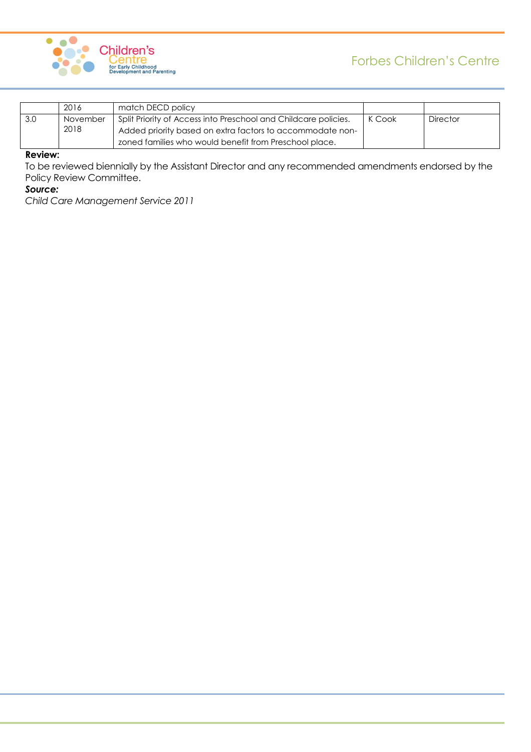| | | | | |
|---|---|---|---|---|
| | 2016 | match DECD policy | | |
| 3.0 | November 2018 | Split Priority of Access into Preschool and Childcare policies. Added priority based on extra factors to accommodate non-zoned families who would benefit from Preschool place. | K Cook | Director |

**Review:**

To be reviewed biennially by the Assistant Director and any recommended amendments endorsed by the Policy Review Committee.

***Source:***

*Child Care Management Service 2011*